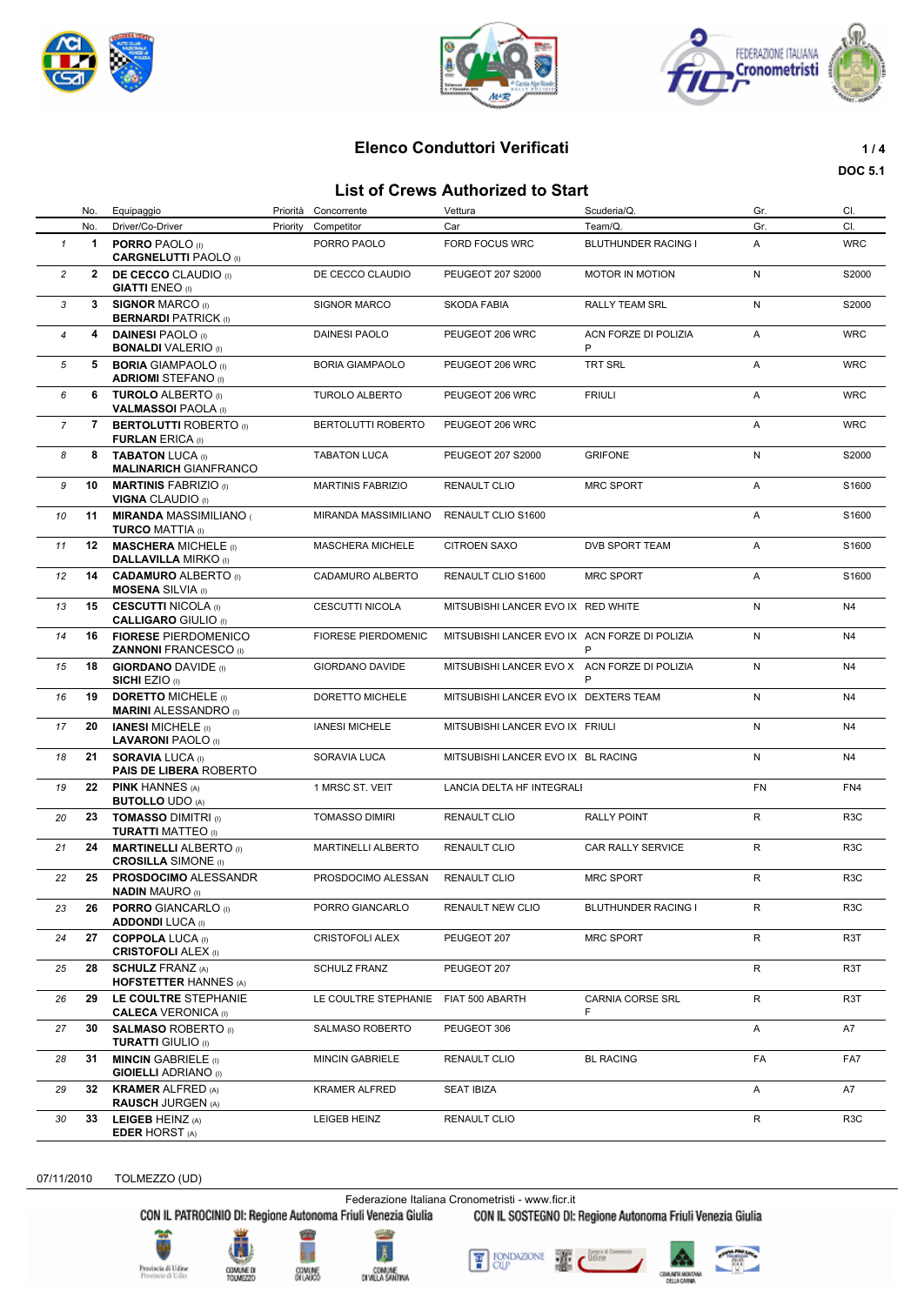## Elenco Conduttori Verificati

DOC 5.1

## List of Crews Authorized to Start

| | No. | Equipaggio | Priorità | Concorrente | Vettura | Scuderia/Q. | Gr. | Cl. |
|---|---|---|---|---|---|---|---|---|
| | No. | Driver/Co-Driver | Priority | Competitor | Car | Team/Q. | Gr. | Cl. |
| 1 | 1 | **PORRO** PAOLO (I)<br>**CARGNELUTTI** PAOLO (I) | | PORRO PAOLO | FORD FOCUS WRC | BLUTHUNDER RACING I | A | WRC |
| 2 | 2 | **DE CECCO** CLAUDIO (I)<br>**GIATTI** ENEO (I) | | DE CECCO CLAUDIO | PEUGEOT 207 S2000 | MOTOR IN MOTION | N | S2000 |
| 3 | 3 | **SIGNOR** MARCO (I)<br>**BERNARDI** PATRICK (I) | | SIGNOR MARCO | SKODA FABIA | RALLY TEAM SRL | N | S2000 |
| 4 | 4 | **DAINESI** PAOLO (I)<br>**BONALDI** VALERIO (I) | | DAINESI PAOLO | PEUGEOT 206 WRC | ACN FORZE DI POLIZIA P | A | WRC |
| 5 | 5 | **BORIA** GIAMPAOLO (I)<br>**ADRIOMI** STEFANO (I) | | BORIA GIAMPAOLO | PEUGEOT 206 WRC | TRT SRL | A | WRC |
| 6 | 6 | **TUROLO** ALBERTO (I)<br>**VALMASSOI** PAOLA (I) | | TUROLO ALBERTO | PEUGEOT 206 WRC | FRIULI | A | WRC |
| 7 | 7 | **BERTOLUTTI** ROBERTO (I)<br>**FURLAN** ERICA (I) | | BERTOLUTTI ROBERTO | PEUGEOT 206 WRC | | A | WRC |
| 8 | 8 | **TABATON** LUCA (I)<br>**MALINARICH** GIANFRANCO | | TABATON LUCA | PEUGEOT 207 S2000 | GRIFONE | N | S2000 |
| 9 | 10 | **MARTINIS** FABRIZIO (I)<br>**VIGNA** CLAUDIO (I) | | MARTINIS FABRIZIO | RENAULT CLIO | MRC SPORT | A | S1600 |
| 10 | 11 | **MIRANDA** MASSIMILIANO (<br>**TURCO** MATTIA (I) | | MIRANDA MASSIMILIANO | RENAULT CLIO S1600 | | A | S1600 |
| 11 | 12 | **MASCHERA** MICHELE (I)<br>**DALLAVILLA** MIRKO (I) | | MASCHERA MICHELE | CITROEN SAXO | DVB SPORT TEAM | A | S1600 |
| 12 | 14 | **CADAMURO** ALBERTO (I)<br>**MOSENA** SILVIA (I) | | CADAMURO ALBERTO | RENAULT CLIO S1600 | MRC SPORT | A | S1600 |
| 13 | 15 | **CESCUTTI** NICOLA (I)<br>**CALLIGARO** GIULIO (I) | | CESCUTTI NICOLA | MITSUBISHI LANCER EVO IX | RED WHITE | N | N4 |
| 14 | 16 | **FIORESE** PIERDOMENICO<br>**ZANNONI** FRANCESCO (I) | | FIORESE PIERDOMENIC | MITSUBISHI LANCER EVO IX | ACN FORZE DI POLIZIA P | N | N4 |
| 15 | 18 | **GIORDANO** DAVIDE (I)<br>**SICHI** EZIO (I) | | GIORDANO DAVIDE | MITSUBISHI LANCER EVO X | ACN FORZE DI POLIZIA P | N | N4 |
| 16 | 19 | **DORETTO** MICHELE (I)<br>**MARINI** ALESSANDRO (I) | | DORETTO MICHELE | MITSUBISHI LANCER EVO IX | DEXTERS TEAM | N | N4 |
| 17 | 20 | **IANESI** MICHELE (I)<br>**LAVARONI** PAOLO (I) | | IANESI MICHELE | MITSUBISHI LANCER EVO IX | FRIULI | N | N4 |
| 18 | 21 | **SORAVIA** LUCA (I)<br>**PAIS DE LIBERA** ROBERTO | | SORAVIA LUCA | MITSUBISHI LANCER EVO IX | BL RACING | N | N4 |
| 19 | 22 | **PINK** HANNES (A)<br>**BUTOLLO** UDO (A) | | 1 MRSC ST. VEIT | LANCIA DELTA HF INTEGRALI | | FN | FN4 |
| 20 | 23 | **TOMASSO** DIMITRI (I)<br>**TURATTI** MATTEO (I) | | TOMASSO DIMIRI | RENAULT CLIO | RALLY POINT | R | R3C |
| 21 | 24 | **MARTINELLI** ALBERTO (I)<br>**CROSILLA** SIMONE (I) | | MARTINELLI ALBERTO | RENAULT CLIO | CAR RALLY SERVICE | R | R3C |
| 22 | 25 | **PROSDOCIMO** ALESSANDR<br>**NADIN** MAURO (I) | | PROSDOCIMO ALESSAN | RENAULT CLIO | MRC SPORT | R | R3C |
| 23 | 26 | **PORRO** GIANCARLO (I)<br>**ADDONDI** LUCA (I) | | PORRO GIANCARLO | RENAULT NEW CLIO | BLUTHUNDER RACING I | R | R3C |
| 24 | 27 | **COPPOLA** LUCA (I)<br>**CRISTOFOLI** ALEX (I) | | CRISTOFOLI ALEX | PEUGEOT 207 | MRC SPORT | R | R3T |
| 25 | 28 | **SCHULZ** FRANZ (A)<br>**HOFSTETTER** HANNES (A) | | SCHULZ FRANZ | PEUGEOT 207 | | R | R3T |
| 26 | 29 | **LE COULTRE** STEPHANIE<br>**CALECA** VERONICA (I) | | LE COULTRE STEPHANIE | FIAT 500 ABARTH | CARNIA CORSE SRL F | R | R3T |
| 27 | 30 | **SALMASO** ROBERTO (I)<br>**TURATTI** GIULIO (I) | | SALMASO ROBERTO | PEUGEOT 306 | | A | A7 |
| 28 | 31 | **MINCIN** GABRIELE (I)<br>**GIOIELLI** ADRIANO (I) | | MINCIN GABRIELE | RENAULT CLIO | BL RACING | FA | FA7 |
| 29 | 32 | **KRAMER** ALFRED (A)<br>**RAUSCH** JURGEN (A) | | KRAMER ALFRED | SEAT IBIZA | | A | A7 |
| 30 | 33 | **LEIGEB** HEINZ (A)<br>**EDER** HORST (A) | | LEIGEB HEINZ | RENAULT CLIO | | R | R3C |

07/11/2010 TOLMEZZO (UD)

Federazione Italiana Cronometristi - www.ficr.it

CON IL PATROCINIO DI: Regione Autonoma Friuli Venezia Giulia — CON IL SOSTEGNO DI: Regione Autonoma Friuli Venezia Giulia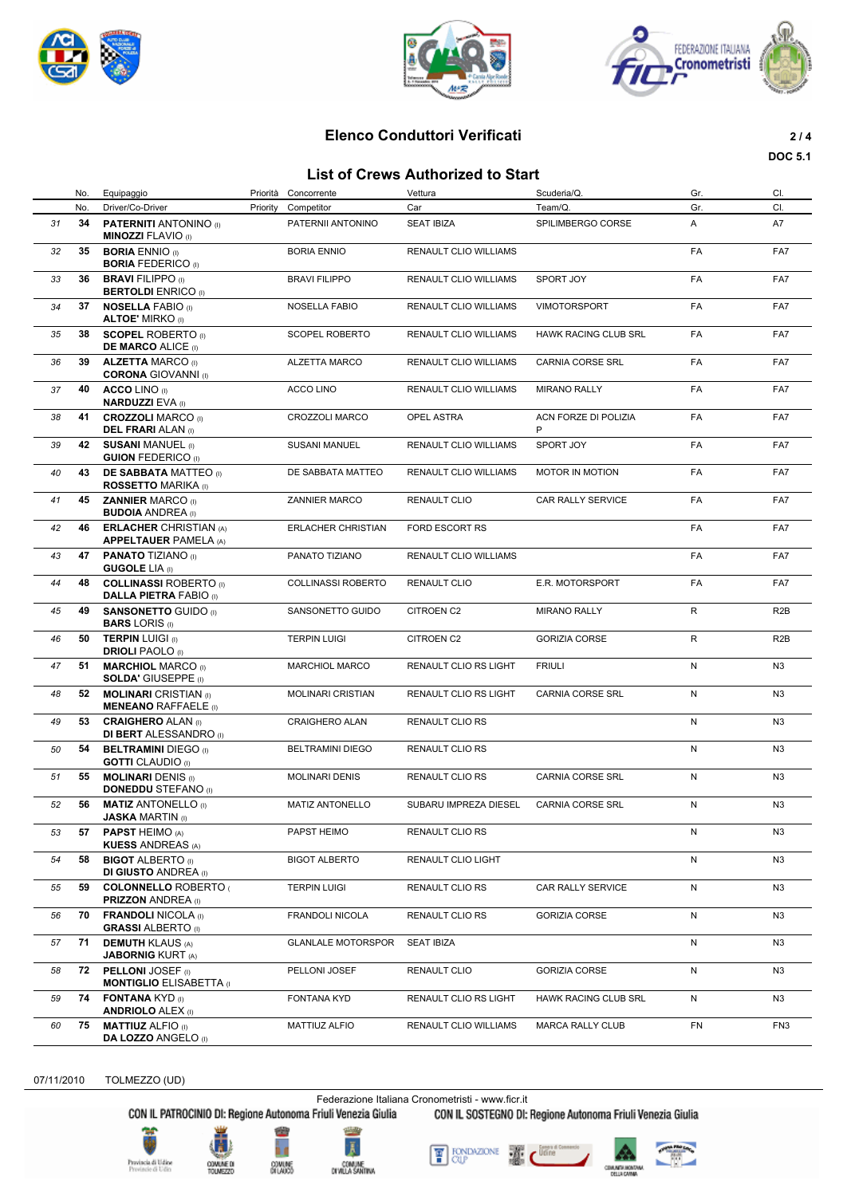## Elenco Conduttori Verificati

**DOC 5.1**

## List of Crews Authorized to Start

| | No. / No. | Equipaggio / Driver/Co-Driver | Priorità / Priority | Concorrente / Competitor | Vettura / Car | Scuderia/Q. / Team/Q. | Gr. / Gr. | Cl. / Cl. |
|---|---|---|---|---|---|---|---|---|
| 31 | 34 | **PATERNITI** ANTONINO (I) **MINOZZI** FLAVIO (I) | | PATERNII ANTONINO | SEAT IBIZA | SPILIMBERGO CORSE | A | A7 |
| 32 | 35 | **BORIA** ENNIO (I) **BORIA** FEDERICO (I) | | BORIA ENNIO | RENAULT CLIO WILLIAMS | | FA | FA7 |
| 33 | 36 | **BRAVI** FILIPPO (I) **BERTOLDI** ENRICO (I) | | BRAVI FILIPPO | RENAULT CLIO WILLIAMS | SPORT JOY | FA | FA7 |
| 34 | 37 | **NOSELLA** FABIO (I) **ALTOE'** MIRKO (I) | | NOSELLA FABIO | RENAULT CLIO WILLIAMS | VIMOTORSPORT | FA | FA7 |
| 35 | 38 | **SCOPEL** ROBERTO (I) **DE MARCO** ALICE (I) | | SCOPEL ROBERTO | RENAULT CLIO WILLIAMS | HAWK RACING CLUB SRL | FA | FA7 |
| 36 | 39 | **ALZETTA** MARCO (I) **CORONA** GIOVANNI (I) | | ALZETTA MARCO | RENAULT CLIO WILLIAMS | CARNIA CORSE SRL | FA | FA7 |
| 37 | 40 | **ACCO** LINO (I) **NARDUZZI** EVA (I) | | ACCO LINO | RENAULT CLIO WILLIAMS | MIRANO RALLY | FA | FA7 |
| 38 | 41 | **CROZZOLI** MARCO (I) **DEL FRARI** ALAN (I) | | CROZZOLI MARCO | OPEL ASTRA | ACN FORZE DI POLIZIA P | FA | FA7 |
| 39 | 42 | **SUSANI** MANUEL (I) **GUION** FEDERICO (I) | | SUSANI MANUEL | RENAULT CLIO WILLIAMS | SPORT JOY | FA | FA7 |
| 40 | 43 | **DE SABBATA** MATTEO (I) **ROSSETTO** MARIKA (I) | | DE SABBATA MATTEO | RENAULT CLIO WILLIAMS | MOTOR IN MOTION | FA | FA7 |
| 41 | 45 | **ZANNIER** MARCO (I) **BUDOIA** ANDREA (I) | | ZANNIER MARCO | RENAULT CLIO | CAR RALLY SERVICE | FA | FA7 |
| 42 | 46 | **ERLACHER** CHRISTIAN (A) **APPELTAUER** PAMELA (A) | | ERLACHER CHRISTIAN | FORD ESCORT RS | | FA | FA7 |
| 43 | 47 | **PANATO** TIZIANO (I) **GUGOLE** LIA (I) | | PANATO TIZIANO | RENAULT CLIO WILLIAMS | | FA | FA7 |
| 44 | 48 | **COLLINASSI** ROBERTO (I) **DALLA PIETRA** FABIO (I) | | COLLINASSI ROBERTO | RENAULT CLIO | E.R. MOTORSPORT | FA | FA7 |
| 45 | 49 | **SANSONETTO** GUIDO (I) **BARS** LORIS (I) | | SANSONETTO GUIDO | CITROEN C2 | MIRANO RALLY | R | R2B |
| 46 | 50 | **TERPIN** LUIGI (I) **DRIOLI** PAOLO (I) | | TERPIN LUIGI | CITROEN C2 | GORIZIA CORSE | R | R2B |
| 47 | 51 | **MARCHIOL** MARCO (I) **SOLDA'** GIUSEPPE (I) | | MARCHIOL MARCO | RENAULT CLIO RS LIGHT | FRIULI | N | N3 |
| 48 | 52 | **MOLINARI** CRISTIAN (I) **MENEANO** RAFFAELE (I) | | MOLINARI CRISTIAN | RENAULT CLIO RS LIGHT | CARNIA CORSE SRL | N | N3 |
| 49 | 53 | **CRAIGHERO** ALAN (I) **DI BERT** ALESSANDRO (I) | | CRAIGHERO ALAN | RENAULT CLIO RS | | N | N3 |
| 50 | 54 | **BELTRAMINI** DIEGO (I) **GOTTI** CLAUDIO (I) | | BELTRAMINI DIEGO | RENAULT CLIO RS | | N | N3 |
| 51 | 55 | **MOLINARI** DENIS (I) **DONEDDU** STEFANO (I) | | MOLINARI DENIS | RENAULT CLIO RS | CARNIA CORSE SRL | N | N3 |
| 52 | 56 | **MATIZ** ANTONELLO (I) **JASKA** MARTIN (I) | | MATIZ ANTONELLO | SUBARU IMPREZA DIESEL | CARNIA CORSE SRL | N | N3 |
| 53 | 57 | **PAPST** HEIMO (A) **KUESS** ANDREAS (A) | | PAPST HEIMO | RENAULT CLIO RS | | N | N3 |
| 54 | 58 | **BIGOT** ALBERTO (I) **DI GIUSTO** ANDREA (I) | | BIGOT ALBERTO | RENAULT CLIO LIGHT | | N | N3 |
| 55 | 59 | **COLONNELLO** ROBERTO ( **PRIZZON** ANDREA (I) | | TERPIN LUIGI | RENAULT CLIO RS | CAR RALLY SERVICE | N | N3 |
| 56 | 70 | **FRANDOLI** NICOLA (I) **GRASSI** ALBERTO (I) | | FRANDOLI NICOLA | RENAULT CLIO RS | GORIZIA CORSE | N | N3 |
| 57 | 71 | **DEMUTH** KLAUS (A) **JABORNIG** KURT (A) | | GLANLALE MOTORSPOR | SEAT IBIZA | | N | N3 |
| 58 | 72 | **PELLONI** JOSEF (I) **MONTIGLIO** ELISABETTA (I | | PELLONI JOSEF | RENAULT CLIO | GORIZIA CORSE | N | N3 |
| 59 | 74 | **FONTANA** KYD (I) **ANDRIOLO** ALEX (I) | | FONTANA KYD | RENAULT CLIO RS LIGHT | HAWK RACING CLUB SRL | N | N3 |
| 60 | 75 | **MATTIUZ** ALFIO (I) **DA LOZZO** ANGELO (I) | | MATTIUZ ALFIO | RENAULT CLIO WILLIAMS | MARCA RALLY CLUB | FN | FN3 |

07/11/2010 TOLMEZZO (UD)

Federazione Italiana Cronometristi - www.ficr.it

CON IL PATROCINIO DI: Regione Autonoma Friuli Venezia Giulia    CON IL SOSTEGNO DI: Regione Autonoma Friuli Venezia Giulia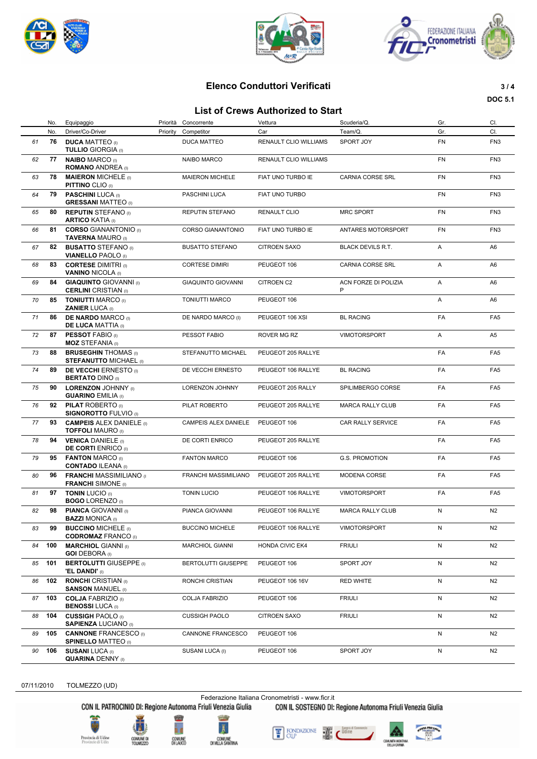## Elenco Conduttori Verificati

DOC 5.1

## List of Crews Authorized to Start

| | No. | Equipaggio / Driver/Co-Driver | Priorità / Priority | Concorrente / Competitor | Vettura / Car | Scuderia/Q. / Team/Q. | Gr. | Cl. |
|---|---|---|---|---|---|---|---|---|
| 61 | 76 | **DUCA** MATTEO (I) **TULLIO** GIORGIA (I) | | DUCA MATTEO | RENAULT CLIO WILLIAMS | SPORT JOY | FN | FN3 |
| 62 | 77 | **NAIBO** MARCO (I) **ROMANO** ANDREA (I) | | NAIBO MARCO | RENAULT CLIO WILLIAMS | | FN | FN3 |
| 63 | 78 | **MAIERON** MICHELE (I) **PITTINO** CLIO (I) | | MAIERON MICHELE | FIAT UNO TURBO IE | CARNIA CORSE SRL | FN | FN3 |
| 64 | 79 | **PASCHINI** LUCA (I) **GRESSANI** MATTEO (I) | | PASCHINI LUCA | FIAT UNO TURBO | | FN | FN3 |
| 65 | 80 | **REPUTIN** STEFANO (I) **ARTICO** KATIA (I) | | REPUTIN STEFANO | RENAULT CLIO | MRC SPORT | FN | FN3 |
| 66 | 81 | **CORSO** GIANANTONIO (I) **TAVERNA** MAURO (I) | | CORSO GIANANTONIO | FIAT UNO TURBO IE | ANTARES MOTORSPORT | FN | FN3 |
| 67 | 82 | **BUSATTO** STEFANO (I) **VIANELLO** PAOLO (I) | | BUSATTO STEFANO | CITROEN SAXO | BLACK DEVILS R.T. | A | A6 |
| 68 | 83 | **CORTESE** DIMITRI (I) **VANINO** NICOLA (I) | | CORTESE DIMIRI | PEUGEOT 106 | CARNIA CORSE SRL | A | A6 |
| 69 | 84 | **GIAQUINTO** GIOVANNI (I) **CERLINI** CRISTIAN (I) | | GIAQUINTO GIOVANNI | CITROEN C2 | ACN FORZE DI POLIZIA P | A | A6 |
| 70 | 85 | **TONIUTTI** MARCO (I) **ZANIER** LUCA (I) | | TONIUTTI MARCO | PEUGEOT 106 | | A | A6 |
| 71 | 86 | **DE NARDO** MARCO (I) **DE LUCA** MATTIA (I) | | DE NARDO MARCO (I) | PEUGEOT 106 XSI | BL RACING | FA | FA5 |
| 72 | 87 | **PESSOT** FABIO (I) **MOZ** STEFANIA (I) | | PESSOT FABIO | ROVER MG RZ | VIMOTORSPORT | A | A5 |
| 73 | 88 | **BRUSEGHIN** THOMAS (I) **STEFANUTTO** MICHAEL (I) | | STEFANUTTO MICHAEL | PEUGEOT 205 RALLYE | | FA | FA5 |
| 74 | 89 | **DE VECCHI** ERNESTO (I) **BERTATO** DINO (I) | | DE VECCHI ERNESTO | PEUGEOT 106 RALLYE | BL RACING | FA | FA5 |
| 75 | 90 | **LORENZON** JOHNNY (I) **GUARINO** EMILIA (I) | | LORENZON JOHNNY | PEUGEOT 205 RALLY | SPILIMBERGO CORSE | FA | FA5 |
| 76 | 92 | **PILAT** ROBERTO (I) **SIGNOROTTO** FULVIO (I) | | PILAT ROBERTO | PEUGEOT 205 RALLYE | MARCA RALLY CLUB | FA | FA5 |
| 77 | 93 | **CAMPEIS** ALEX DANIELE (I) **TOFFOLI** MAURO (I) | | CAMPEIS ALEX DANIELE | PEUGEOT 106 | CAR RALLY SERVICE | FA | FA5 |
| 78 | 94 | **VENICA** DANIELE (I) **DE CORTI** ENRICO (I) | | DE CORTI ENRICO | PEUGEOT 205 RALLYE | | FA | FA5 |
| 79 | 95 | **FANTON** MARCO (I) **CONTADO** ILEANA (I) | | FANTON MARCO | PEUGEOT 106 | G.S. PROMOTION | FA | FA5 |
| 80 | 96 | **FRANCHI** MASSIMILIANO (I) **FRANCHI** SIMONE (I) | | FRANCHI MASSIMILIANO | PEUGEOT 205 RALLYE | MODENA CORSE | FA | FA5 |
| 81 | 97 | **TONIN** LUCIO (I) **BOGO** LORENZO (I) | | TONIN LUCIO | PEUGEOT 106 RALLYE | VIMOTORSPORT | FA | FA5 |
| 82 | 98 | **PIANCA** GIOVANNI (I) **BAZZI** MONICA (I) | | PIANCA GIOVANNI | PEUGEOT 106 RALLYE | MARCA RALLY CLUB | N | N2 |
| 83 | 99 | **BUCCINO** MICHELE (I) **CODROMAZ** FRANCO (I) | | BUCCINO MICHELE | PEUGEOT 106 RALLYE | VIMOTORSPORT | N | N2 |
| 84 | 100 | **MARCHIOL** GIANNI (I) **GOI** DEBORA (I) | | MARCHIOL GIANNI | HONDA CIVIC EK4 | FRIULI | N | N2 |
| 85 | 101 | **BERTOLUTTI** GIUSEPPE (I) **'EL DANDI'** (I) | | BERTOLUTTI GIUSEPPE | PEUGEOT 106 | SPORT JOY | N | N2 |
| 86 | 102 | **RONCHI** CRISTIAN (I) **SANSON** MANUEL (I) | | RONCHI CRISTIAN | PEUGEOT 106 16V | RED WHITE | N | N2 |
| 87 | 103 | **COLJA** FABRIZIO (I) **BENOSSI** LUCA (I) | | COLJA FABRIZIO | PEUGEOT 106 | FRIULI | N | N2 |
| 88 | 104 | **CUSSIGH** PAOLO (I) **SAPIENZA** LUCIANO (I) | | CUSSIGH PAOLO | CITROEN SAXO | FRIULI | N | N2 |
| 89 | 105 | **CANNONE** FRANCESCO (I) **SPINELLO** MATTEO (I) | | CANNONE FRANCESCO | PEUGEOT 106 | | N | N2 |
| 90 | 106 | **SUSANI** LUCA (I) **QUARINA** DENNY (I) | | SUSANI LUCA (I) | PEUGEOT 106 | SPORT JOY | N | N2 |

07/11/2010 TOLMEZZO (UD)

Federazione Italiana Cronometristi - www.ficr.it

CON IL PATROCINIO DI: Regione Autonoma Friuli Venezia Giulia — CON IL SOSTEGNO DI: Regione Autonoma Friuli Venezia Giulia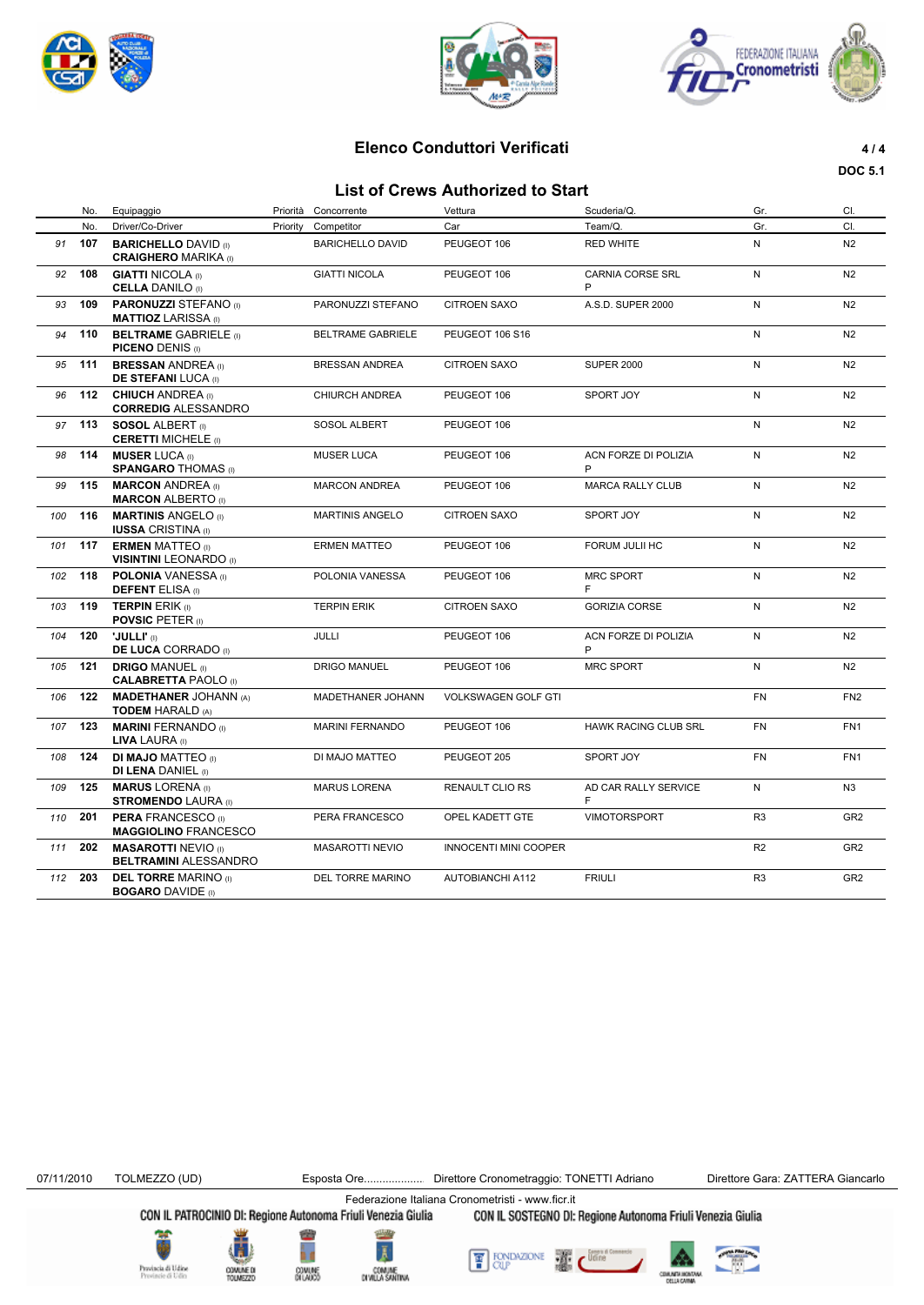## Elenco Conduttori Verificati

DOC 5.1

## List of Crews Authorized to Start

| | No. | Equipaggio | Priorità | Concorrente | Vettura | Scuderia/Q. | Gr. | Cl. |
|---|---|---|---|---|---|---|---|---|
| | No. | Driver/Co-Driver | Priority | Competitor | Car | Team/Q. | Gr. | Cl. |
| 91 | 107 | **BARICHELLO** DAVID (I) **CRAIGHERO** MARIKA (I) | | BARICHELLO DAVID | PEUGEOT 106 | RED WHITE | N | N2 |
| 92 | 108 | **GIATTI** NICOLA (I) **CELLA** DANILO (I) | | GIATTI NICOLA | PEUGEOT 106 | CARNIA CORSE SRL P | N | N2 |
| 93 | 109 | **PARONUZZI** STEFANO (I) **MATTIOZ** LARISSA (I) | | PARONUZZI STEFANO | CITROEN SAXO | A.S.D. SUPER 2000 | N | N2 |
| 94 | 110 | **BELTRAME** GABRIELE (I) **PICENO** DENIS (I) | | BELTRAME GABRIELE | PEUGEOT 106 S16 | | N | N2 |
| 95 | 111 | **BRESSAN** ANDREA (I) **DE STEFANI** LUCA (I) | | BRESSAN ANDREA | CITROEN SAXO | SUPER 2000 | N | N2 |
| 96 | 112 | **CHIUCH** ANDREA (I) **CORREDIG** ALESSANDRO | | CHIURCH ANDREA | PEUGEOT 106 | SPORT JOY | N | N2 |
| 97 | 113 | **SOSOL** ALBERT (I) **CERETTI** MICHELE (I) | | SOSOL ALBERT | PEUGEOT 106 | | N | N2 |
| 98 | 114 | **MUSER** LUCA (I) **SPANGARO** THOMAS (I) | | MUSER LUCA | PEUGEOT 106 | ACN FORZE DI POLIZIA P | N | N2 |
| 99 | 115 | **MARCON** ANDREA (I) **MARCON** ALBERTO (I) | | MARCON ANDREA | PEUGEOT 106 | MARCA RALLY CLUB | N | N2 |
| 100 | 116 | **MARTINIS** ANGELO (I) **IUSSA** CRISTINA (I) | | MARTINIS ANGELO | CITROEN SAXO | SPORT JOY | N | N2 |
| 101 | 117 | **ERMEN** MATTEO (I) **VISINTINI** LEONARDO (I) | | ERMEN MATTEO | PEUGEOT 106 | FORUM JULII HC | N | N2 |
| 102 | 118 | **POLONIA** VANESSA (I) **DEFENT** ELISA (I) | | POLONIA VANESSA | PEUGEOT 106 | MRC SPORT F | N | N2 |
| 103 | 119 | **TERPIN** ERIK (I) **POVSIC** PETER (I) | | TERPIN ERIK | CITROEN SAXO | GORIZIA CORSE | N | N2 |
| 104 | 120 | **'JULLI'** (I) **DE LUCA** CORRADO (I) | | JULLI | PEUGEOT 106 | ACN FORZE DI POLIZIA P | N | N2 |
| 105 | 121 | **DRIGO** MANUEL (I) **CALABRETTA** PAOLO (I) | | DRIGO MANUEL | PEUGEOT 106 | MRC SPORT | N | N2 |
| 106 | 122 | **MADETHANER** JOHANN (A) **TODEM** HARALD (A) | | MADETHANER JOHANN | VOLKSWAGEN GOLF GTI | | FN | FN2 |
| 107 | 123 | **MARINI** FERNANDO (I) **LIVA** LAURA (I) | | MARINI FERNANDO | PEUGEOT 106 | HAWK RACING CLUB SRL | FN | FN1 |
| 108 | 124 | **DI MAJO** MATTEO (I) **DI LENA** DANIEL (I) | | DI MAJO MATTEO | PEUGEOT 205 | SPORT JOY | FN | FN1 |
| 109 | 125 | **MARUS** LORENA (I) **STROMENDO** LAURA (I) | | MARUS LORENA | RENAULT CLIO RS | AD CAR RALLY SERVICE F | N | N3 |
| 110 | 201 | **PERA** FRANCESCO (I) **MAGGIOLINO** FRANCESCO | | PERA FRANCESCO | OPEL KADETT GTE | VIMOTORSPORT | R3 | GR2 |
| 111 | 202 | **MASAROTTI** NEVIO (I) **BELTRAMINI** ALESSANDRO | | MASAROTTI NEVIO | INNOCENTI MINI COOPER | | R2 | GR2 |
| 112 | 203 | **DEL TORRE** MARINO (I) **BOGARO** DAVIDE (I) | | DEL TORRE MARINO | AUTOBIANCHI A112 | FRIULI | R3 | GR2 |

07/11/2010 TOLMEZZO (UD) Esposta Ore................... Direttore Cronometraggio: TONETTI Adriano Direttore Gara: ZATTERA Giancarlo

Federazione Italiana Cronometristi - www.ficr.it

CON IL PATROCINIO DI: Regione Autonoma Friuli Venezia Giulia CON IL SOSTEGNO DI: Regione Autonoma Friuli Venezia Giulia